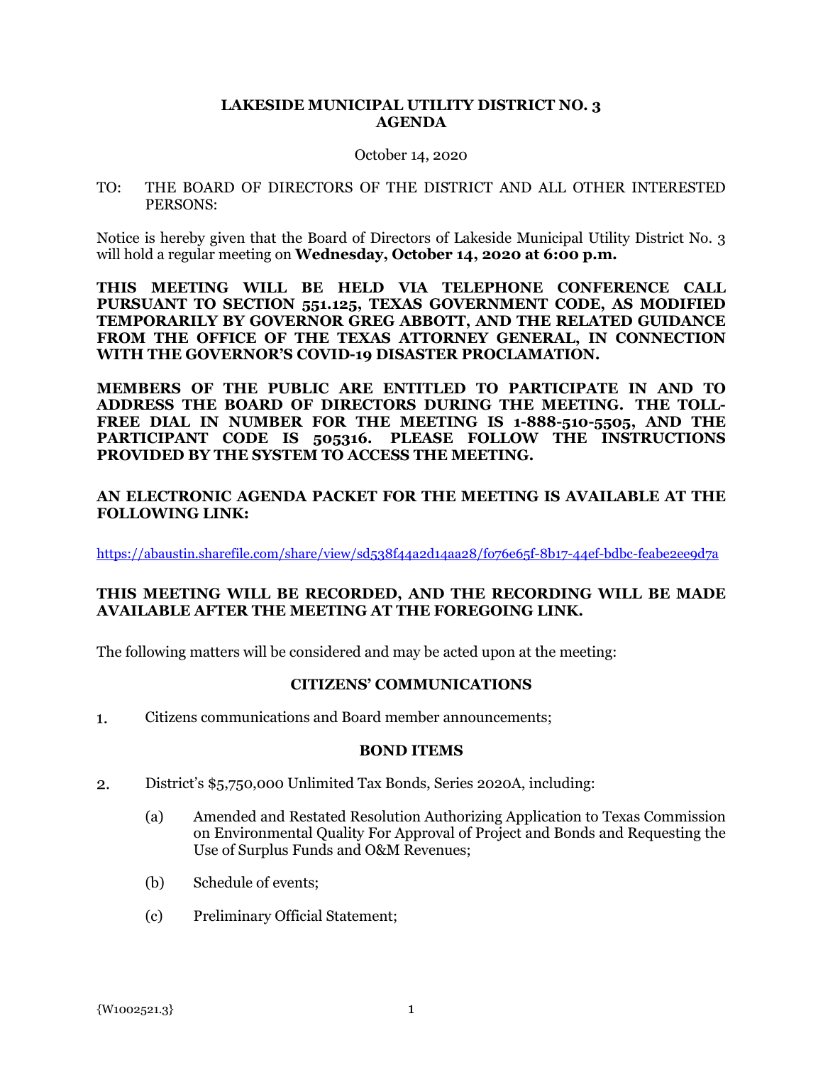# LAKESIDE MUNICIPAL UTILITY DISTRICT NO. 3
# AGENDA

October 14, 2020

TO: THE BOARD OF DIRECTORS OF THE DISTRICT AND ALL OTHER INTERESTED PERSONS:

Notice is hereby given that the Board of Directors of Lakeside Municipal Utility District No. 3 will hold a regular meeting on **Wednesday, October 14, 2020 at 6:00 p.m.**

**THIS MEETING WILL BE HELD VIA TELEPHONE CONFERENCE CALL PURSUANT TO SECTION 551.125, TEXAS GOVERNMENT CODE, AS MODIFIED TEMPORARILY BY GOVERNOR GREG ABBOTT, AND THE RELATED GUIDANCE FROM THE OFFICE OF THE TEXAS ATTORNEY GENERAL, IN CONNECTION WITH THE GOVERNOR'S COVID-19 DISASTER PROCLAMATION.**

**MEMBERS OF THE PUBLIC ARE ENTITLED TO PARTICIPATE IN AND TO ADDRESS THE BOARD OF DIRECTORS DURING THE MEETING. THE TOLL-FREE DIAL IN NUMBER FOR THE MEETING IS 1-888-510-5505, AND THE PARTICIPANT CODE IS 505316. PLEASE FOLLOW THE INSTRUCTIONS PROVIDED BY THE SYSTEM TO ACCESS THE MEETING.**

**AN ELECTRONIC AGENDA PACKET FOR THE MEETING IS AVAILABLE AT THE FOLLOWING LINK:**

https://abaustin.sharefile.com/share/view/sd538f44a2d14aa28/f076e65f-8b17-44ef-bdbc-feabe2ee9d7a

**THIS MEETING WILL BE RECORDED, AND THE RECORDING WILL BE MADE AVAILABLE AFTER THE MEETING AT THE FOREGOING LINK.**

The following matters will be considered and may be acted upon at the meeting:

## CITIZENS' COMMUNICATIONS

1. Citizens communications and Board member announcements;

## BOND ITEMS

2. District's $5,750,000 Unlimited Tax Bonds, Series 2020A, including:

   (a) Amended and Restated Resolution Authorizing Application to Texas Commission on Environmental Quality For Approval of Project and Bonds and Requesting the Use of Surplus Funds and O&M Revenues;

   (b) Schedule of events;

   (c) Preliminary Official Statement;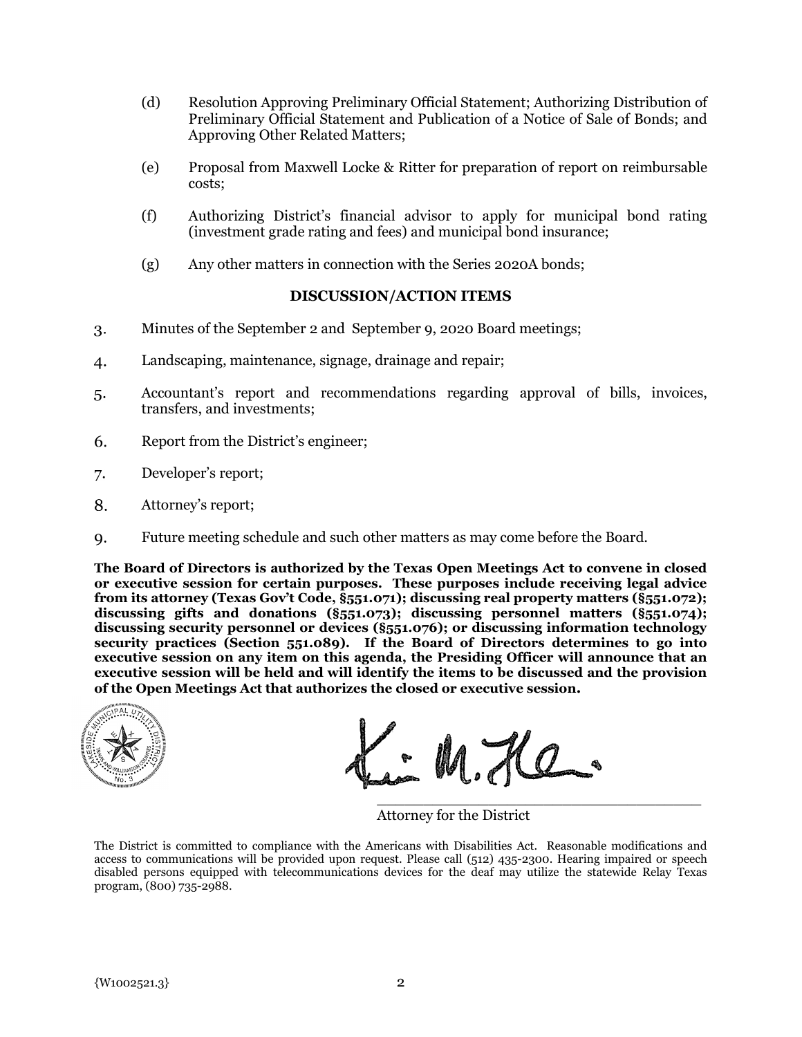(d) Resolution Approving Preliminary Official Statement; Authorizing Distribution of Preliminary Official Statement and Publication of a Notice of Sale of Bonds; and Approving Other Related Matters;

(e) Proposal from Maxwell Locke & Ritter for preparation of report on reimbursable costs;

(f) Authorizing District's financial advisor to apply for municipal bond rating (investment grade rating and fees) and municipal bond insurance;

(g) Any other matters in connection with the Series 2020A bonds;

**DISCUSSION/ACTION ITEMS**

3. Minutes of the September 2 and September 9, 2020 Board meetings;

4. Landscaping, maintenance, signage, drainage and repair;

5. Accountant's report and recommendations regarding approval of bills, invoices, transfers, and investments;

6. Report from the District's engineer;

7. Developer's report;

8. Attorney's report;

9. Future meeting schedule and such other matters as may come before the Board.

**The Board of Directors is authorized by the Texas Open Meetings Act to convene in closed or executive session for certain purposes. These purposes include receiving legal advice from its attorney (Texas Gov't Code, §551.071); discussing real property matters (§551.072); discussing gifts and donations (§551.073); discussing personnel matters (§551.074); discussing security personnel or devices (§551.076); or discussing information technology security practices (Section 551.089). If the Board of Directors determines to go into executive session on any item on this agenda, the Presiding Officer will announce that an executive session will be held and will identify the items to be discussed and the provision of the Open Meetings Act that authorizes the closed or executive session.**

LAKESIDE MUNICIPAL UTILITY DISTRICT No. 3 TRAVIS AND WILLIAMSON COUNTIES TEXAS

_________________________________
Attorney for the District

The District is committed to compliance with the Americans with Disabilities Act. Reasonable modifications and access to communications will be provided upon request. Please call (512) 435-2300. Hearing impaired or speech disabled persons equipped with telecommunications devices for the deaf may utilize the statewide Relay Texas program, (800) 735-2988.

{W1002521.3}